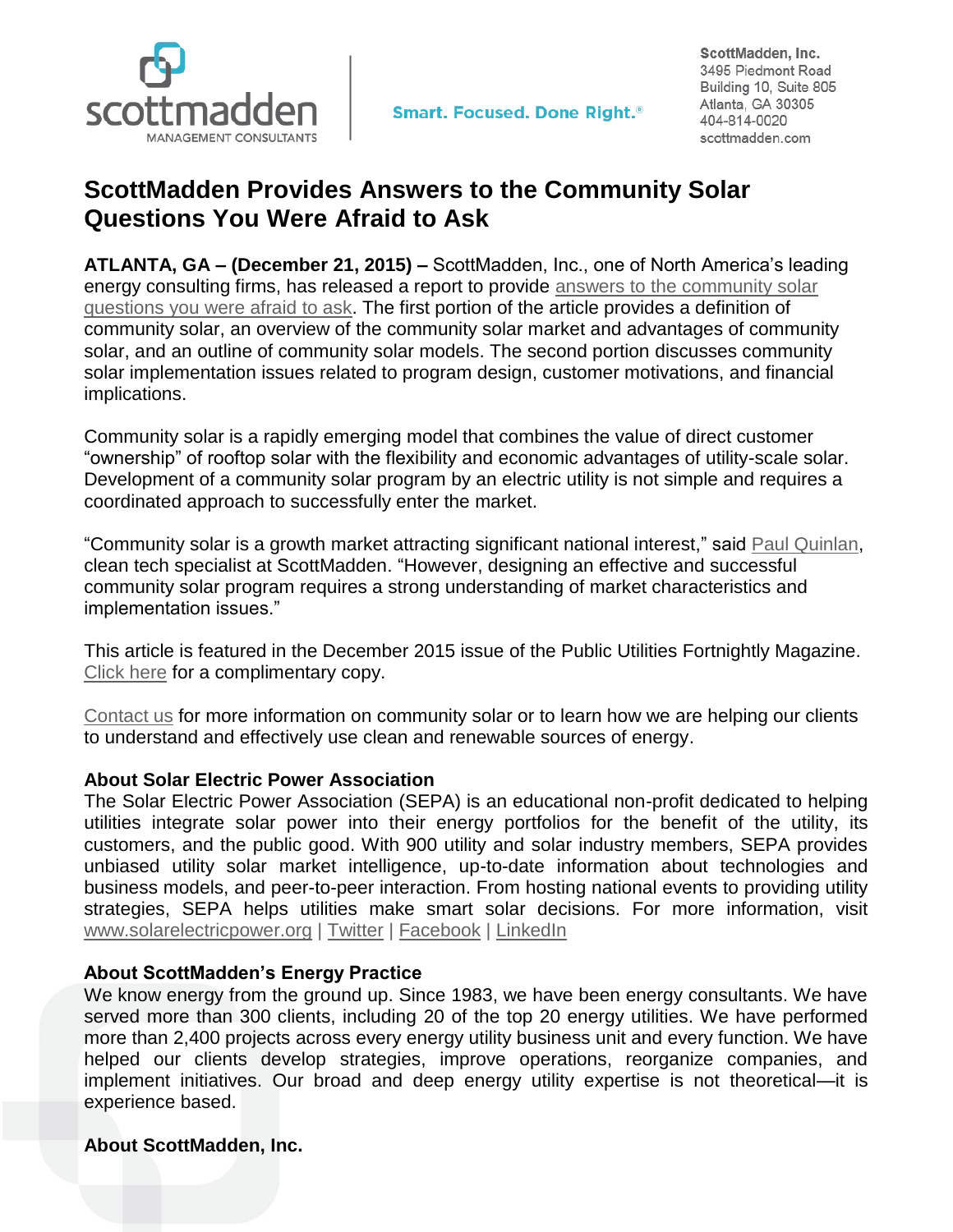scottmadden
MANAGEMENT CONSULTANTS

Smart. Focused. Done Right.®

**ScottMadden, Inc.**
3495 Piedmont Road
Building 10, Suite 805
Atlanta, GA 30305
404-814-0020
scottmadden.com

# ScottMadden Provides Answers to the Community Solar Questions You Were Afraid to Ask

**ATLANTA, GA – (December 21, 2015) –** ScottMadden, Inc., one of North America's leading energy consulting firms, has released a report to provide answers to the community solar questions you were afraid to ask. The first portion of the article provides a definition of community solar, an overview of the community solar market and advantages of community solar, and an outline of community solar models. The second portion discusses community solar implementation issues related to program design, customer motivations, and financial implications.

Community solar is a rapidly emerging model that combines the value of direct customer "ownership" of rooftop solar with the flexibility and economic advantages of utility-scale solar. Development of a community solar program by an electric utility is not simple and requires a coordinated approach to successfully enter the market.

"Community solar is a growth market attracting significant national interest," said Paul Quinlan, clean tech specialist at ScottMadden. "However, designing an effective and successful community solar program requires a strong understanding of market characteristics and implementation issues."

This article is featured in the December 2015 issue of the Public Utilities Fortnightly Magazine. Click here for a complimentary copy.

Contact us for more information on community solar or to learn how we are helping our clients to understand and effectively use clean and renewable sources of energy.

**About Solar Electric Power Association**

The Solar Electric Power Association (SEPA) is an educational non-profit dedicated to helping utilities integrate solar power into their energy portfolios for the benefit of the utility, its customers, and the public good. With 900 utility and solar industry members, SEPA provides unbiased utility solar market intelligence, up-to-date information about technologies and business models, and peer-to-peer interaction. From hosting national events to providing utility strategies, SEPA helps utilities make smart solar decisions. For more information, visit www.solarelectricpower.org | Twitter | Facebook | LinkedIn

**About ScottMadden's Energy Practice**

We know energy from the ground up. Since 1983, we have been energy consultants. We have served more than 300 clients, including 20 of the top 20 energy utilities. We have performed more than 2,400 projects across every energy utility business unit and every function. We have helped our clients develop strategies, improve operations, reorganize companies, and implement initiatives. Our broad and deep energy utility expertise is not theoretical—it is experience based.

**About ScottMadden, Inc.**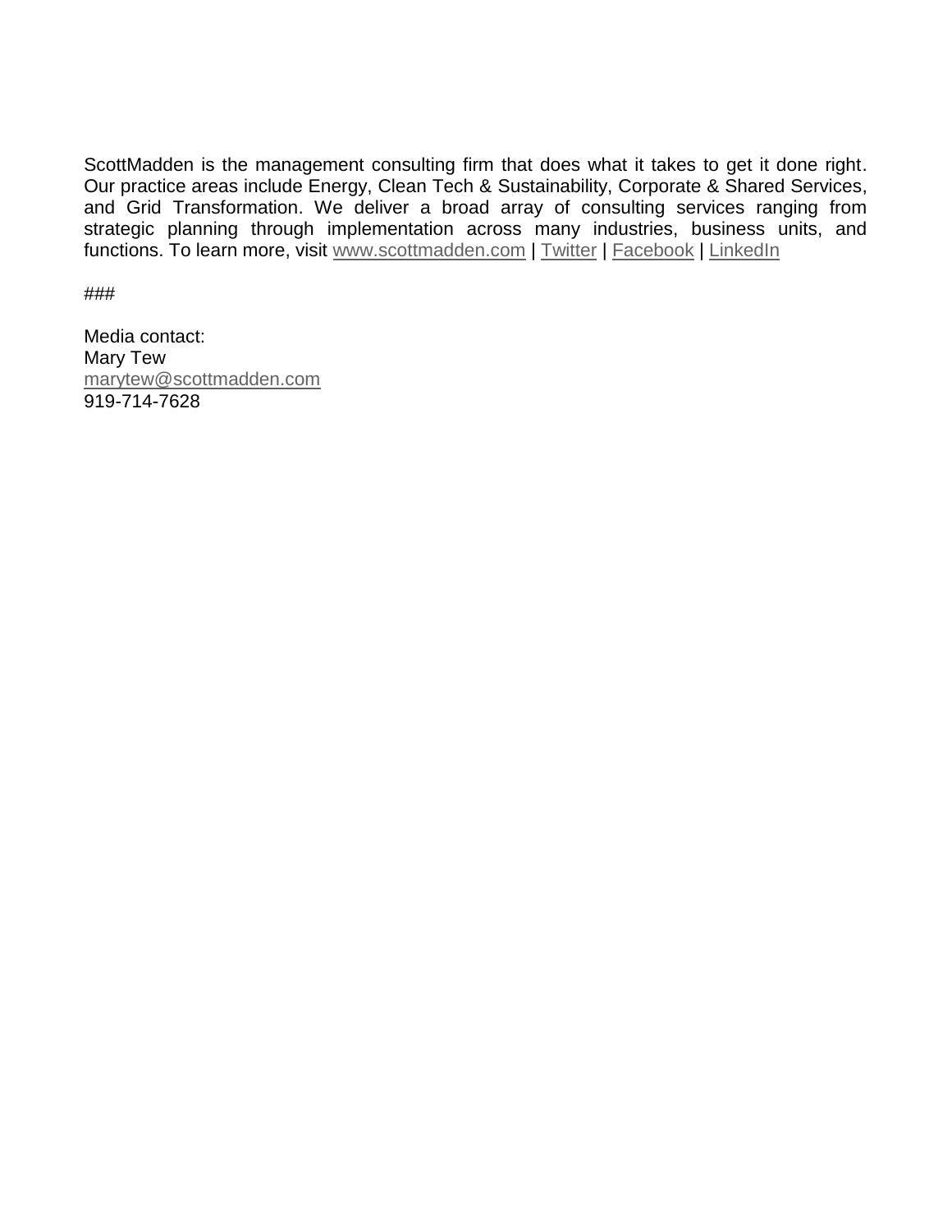ScottMadden is the management consulting firm that does what it takes to get it done right. Our practice areas include Energy, Clean Tech & Sustainability, Corporate & Shared Services, and Grid Transformation. We deliver a broad array of consulting services ranging from strategic planning through implementation across many industries, business units, and functions. To learn more, visit www.scottmadden.com | Twitter | Facebook | LinkedIn

###

Media contact:
Mary Tew
marytew@scottmadden.com
919-714-7628